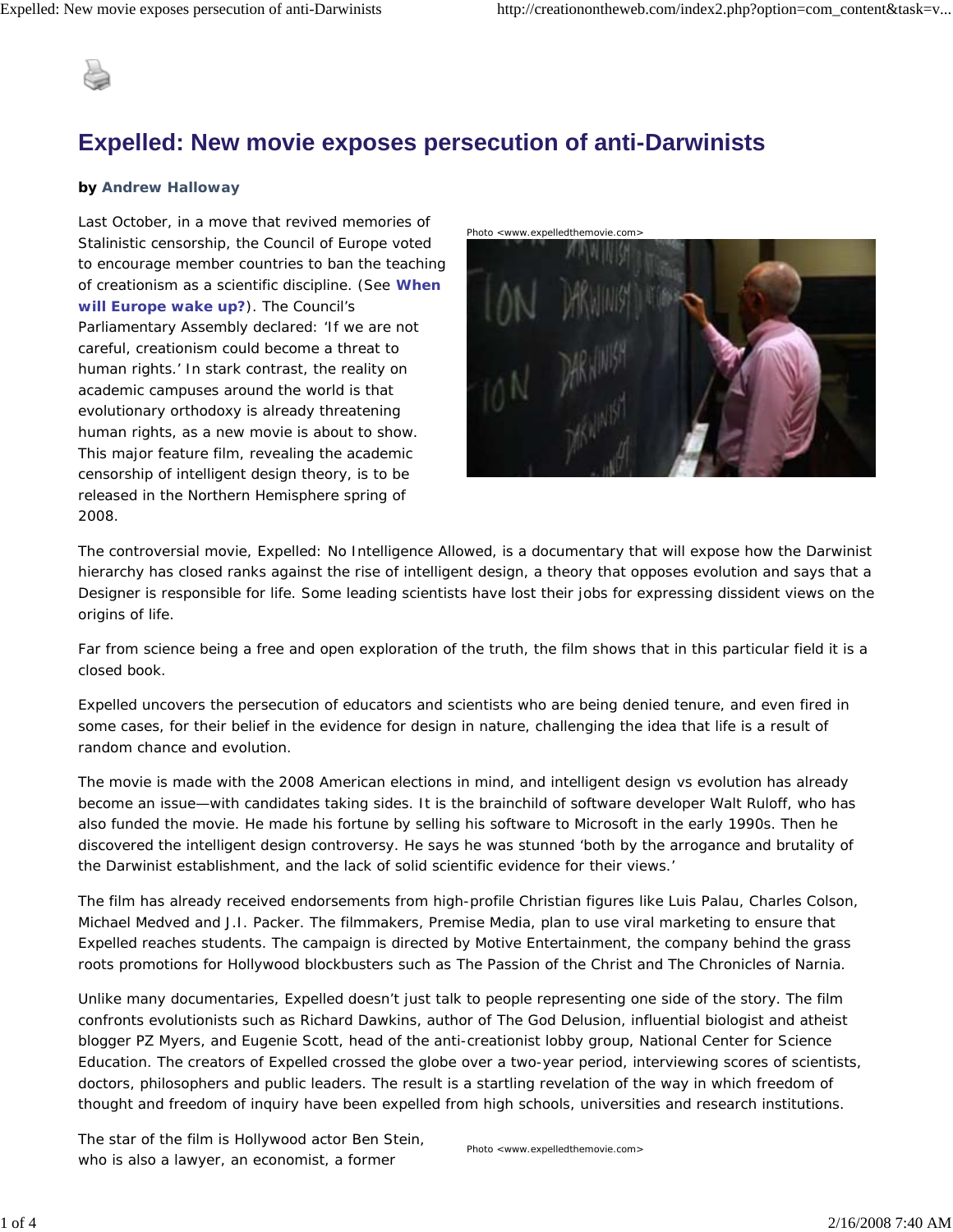# Expelled: New movie exposes persecution of anti-Darwinists

**by Andrew Halloway**

Last October, in a move that revived memories of Stalinistic censorship, the Council of Europe voted to encourage member countries to ban the teaching of creationism as a scientific discipline. (See **When will Europe wake up?**). The Council's Parliamentary Assembly declared: 'If we are not careful, creationism could become a threat to human rights.' In stark contrast, the reality on academic campuses around the world is that evolutionary orthodoxy is already threatening human rights, as a new movie is about to show. This major feature film, revealing the academic censorship of intelligent design theory, is to be released in the Northern Hemisphere spring of 2008.

Photo <www.expelledthemovie.com>

The controversial movie, Expelled: No Intelligence Allowed, is a documentary that will expose how the Darwinist hierarchy has closed ranks against the rise of intelligent design, a theory that opposes evolution and says that a Designer is responsible for life. Some leading scientists have lost their jobs for expressing dissident views on the origins of life.

Far from science being a free and open exploration of the truth, the film shows that in this particular field it is a closed book.

Expelled uncovers the persecution of educators and scientists who are being denied tenure, and even fired in some cases, for their belief in the evidence for design in nature, challenging the idea that life is a result of random chance and evolution.

The movie is made with the 2008 American elections in mind, and intelligent design vs evolution has already become an issue—with candidates taking sides. It is the brainchild of software developer Walt Ruloff, who has also funded the movie. He made his fortune by selling his software to Microsoft in the early 1990s. Then he discovered the intelligent design controversy. He says he was stunned 'both by the arrogance and brutality of the Darwinist establishment, and the lack of solid scientific evidence for their views.'

The film has already received endorsements from high-profile Christian figures like Luis Palau, Charles Colson, Michael Medved and J.I. Packer. The filmmakers, Premise Media, plan to use viral marketing to ensure that Expelled reaches students. The campaign is directed by Motive Entertainment, the company behind the grass roots promotions for Hollywood blockbusters such as The Passion of the Christ and The Chronicles of Narnia.

Unlike many documentaries, Expelled doesn't just talk to people representing one side of the story. The film confronts evolutionists such as Richard Dawkins, author of The God Delusion, influential biologist and atheist blogger PZ Myers, and Eugenie Scott, head of the anti-creationist lobby group, National Center for Science Education. The creators of Expelled crossed the globe over a two-year period, interviewing scores of scientists, doctors, philosophers and public leaders. The result is a startling revelation of the way in which freedom of thought and freedom of inquiry have been expelled from high schools, universities and research institutions.

The star of the film is Hollywood actor Ben Stein, who is also a lawyer, an economist, a former

Photo <www.expelledthemovie.com>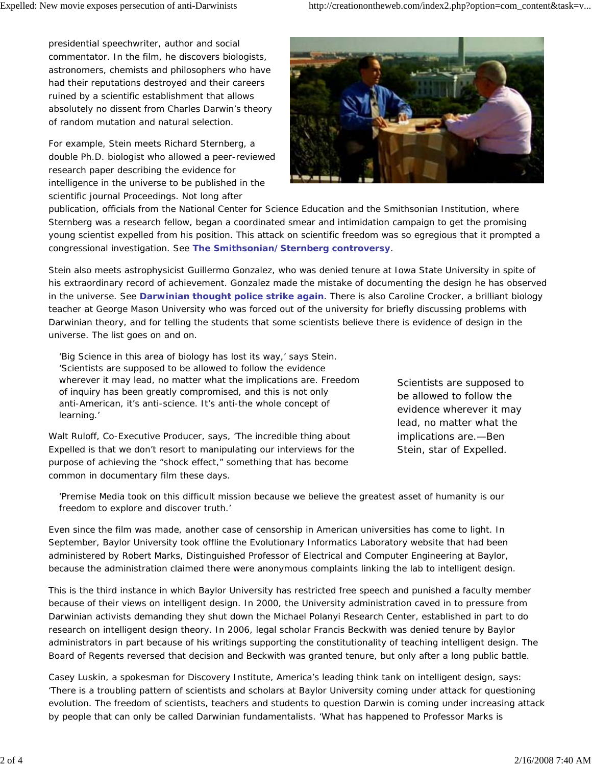presidential speechwriter, author and social commentator. In the film, he discovers biologists, astronomers, chemists and philosophers who have had their reputations destroyed and their careers ruined by a scientific establishment that allows absolutely no dissent from Charles Darwin's theory of random mutation and natural selection.

For example, Stein meets Richard Sternberg, a double Ph.D. biologist who allowed a peer-reviewed research paper describing the evidence for intelligence in the universe to be published in the scientific journal Proceedings. Not long after publication, officials from the National Center for Science Education and the Smithsonian Institution, where Sternberg was a research fellow, began a coordinated smear and intimidation campaign to get the promising young scientist expelled from his position. This attack on scientific freedom was so egregious that it prompted a congressional investigation. See **The Smithsonian/Sternberg controversy**.

Stein also meets astrophysicist Guillermo Gonzalez, who was denied tenure at Iowa State University in spite of his extraordinary record of achievement. Gonzalez made the mistake of documenting the design he has observed in the universe. See **Darwinian thought police strike again**. There is also Caroline Crocker, a brilliant biology teacher at George Mason University who was forced out of the university for briefly discussing problems with Darwinian theory, and for telling the students that some scientists believe there is evidence of design in the universe. The list goes on and on.

> 'Big Science in this area of biology has lost its way,' says Stein. 'Scientists are supposed to be allowed to follow the evidence wherever it may lead, no matter what the implications are. Freedom of inquiry has been greatly compromised, and this is not only anti-American, it's anti-science. It's anti-the whole concept of learning.'

Scientists are supposed to be allowed to follow the evidence wherever it may lead, no matter what the implications are.—Ben Stein, star of Expelled.

Walt Ruloff, Co-Executive Producer, says, 'The incredible thing about Expelled is that we don't resort to manipulating our interviews for the purpose of achieving the "shock effect," something that has become common in documentary film these days.

> 'Premise Media took on this difficult mission because we believe the greatest asset of humanity is our freedom to explore and discover truth.'

Even since the film was made, another case of censorship in American universities has come to light. In September, Baylor University took offline the Evolutionary Informatics Laboratory website that had been administered by Robert Marks, Distinguished Professor of Electrical and Computer Engineering at Baylor, because the administration claimed there were anonymous complaints linking the lab to intelligent design.

This is the third instance in which Baylor University has restricted free speech and punished a faculty member because of their views on intelligent design. In 2000, the University administration caved in to pressure from Darwinian activists demanding they shut down the Michael Polanyi Research Center, established in part to do research on intelligent design theory. In 2006, legal scholar Francis Beckwith was denied tenure by Baylor administrators in part because of his writings supporting the constitutionality of teaching intelligent design. The Board of Regents reversed that decision and Beckwith was granted tenure, but only after a long public battle.

Casey Luskin, a spokesman for Discovery Institute, America's leading think tank on intelligent design, says: 'There is a troubling pattern of scientists and scholars at Baylor University coming under attack for questioning evolution. The freedom of scientists, teachers and students to question Darwin is coming under increasing attack by people that can only be called Darwinian fundamentalists. 'What has happened to Professor Marks is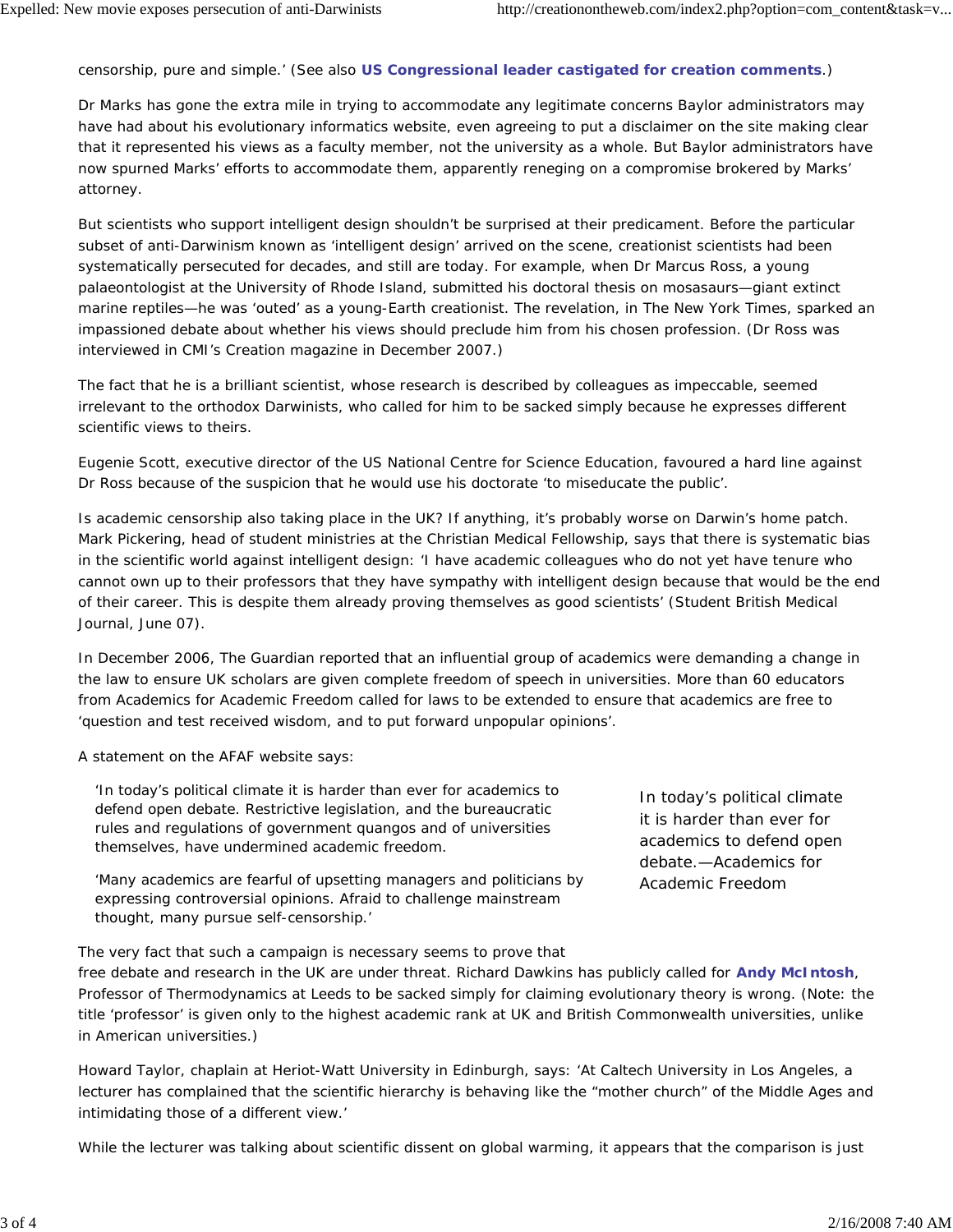censorship, pure and simple.' (See also **US Congressional leader castigated for creation comments**.)

Dr Marks has gone the extra mile in trying to accommodate any legitimate concerns Baylor administrators may have had about his evolutionary informatics website, even agreeing to put a disclaimer on the site making clear that it represented his views as a faculty member, not the university as a whole. But Baylor administrators have now spurned Marks' efforts to accommodate them, apparently reneging on a compromise brokered by Marks' attorney.

But scientists who support intelligent design shouldn't be surprised at their predicament. Before the particular subset of anti-Darwinism known as 'intelligent design' arrived on the scene, creationist scientists had been systematically persecuted for decades, and still are today. For example, when Dr Marcus Ross, a young palaeontologist at the University of Rhode Island, submitted his doctoral thesis on mosasaurs—giant extinct marine reptiles—he was 'outed' as a young-Earth creationist. The revelation, in The New York Times, sparked an impassioned debate about whether his views should preclude him from his chosen profession. (Dr Ross was interviewed in CMI's Creation magazine in December 2007.)

The fact that he is a brilliant scientist, whose research is described by colleagues as impeccable, seemed irrelevant to the orthodox Darwinists, who called for him to be sacked simply because he expresses different scientific views to theirs.

Eugenie Scott, executive director of the US National Centre for Science Education, favoured a hard line against Dr Ross because of the suspicion that he would use his doctorate 'to miseducate the public'.

Is academic censorship also taking place in the UK? If anything, it's probably worse on Darwin's home patch. Mark Pickering, head of student ministries at the Christian Medical Fellowship, says that there is systematic bias in the scientific world against intelligent design: 'I have academic colleagues who do not yet have tenure who cannot own up to their professors that they have sympathy with intelligent design because that would be the end of their career. This is despite them already proving themselves as good scientists' (Student British Medical Journal, June 07).

In December 2006, The Guardian reported that an influential group of academics were demanding a change in the law to ensure UK scholars are given complete freedom of speech in universities. More than 60 educators from Academics for Academic Freedom called for laws to be extended to ensure that academics are free to 'question and test received wisdom, and to put forward unpopular opinions'.

A statement on the AFAF website says:

> 'In today's political climate it is harder than ever for academics to defend open debate. Restrictive legislation, and the bureaucratic rules and regulations of government quangos and of universities themselves, have undermined academic freedom.
>
> 'Many academics are fearful of upsetting managers and politicians by expressing controversial opinions. Afraid to challenge mainstream thought, many pursue self-censorship.'

In today's political climate it is harder than ever for academics to defend open debate.—Academics for Academic Freedom

The very fact that such a campaign is necessary seems to prove that free debate and research in the UK are under threat. Richard Dawkins has publicly called for **Andy McIntosh**, Professor of Thermodynamics at Leeds to be sacked simply for claiming evolutionary theory is wrong. (Note: the title 'professor' is given only to the highest academic rank at UK and British Commonwealth universities, unlike in American universities.)

Howard Taylor, chaplain at Heriot-Watt University in Edinburgh, says: 'At Caltech University in Los Angeles, a lecturer has complained that the scientific hierarchy is behaving like the "mother church" of the Middle Ages and intimidating those of a different view.'

While the lecturer was talking about scientific dissent on global warming, it appears that the comparison is just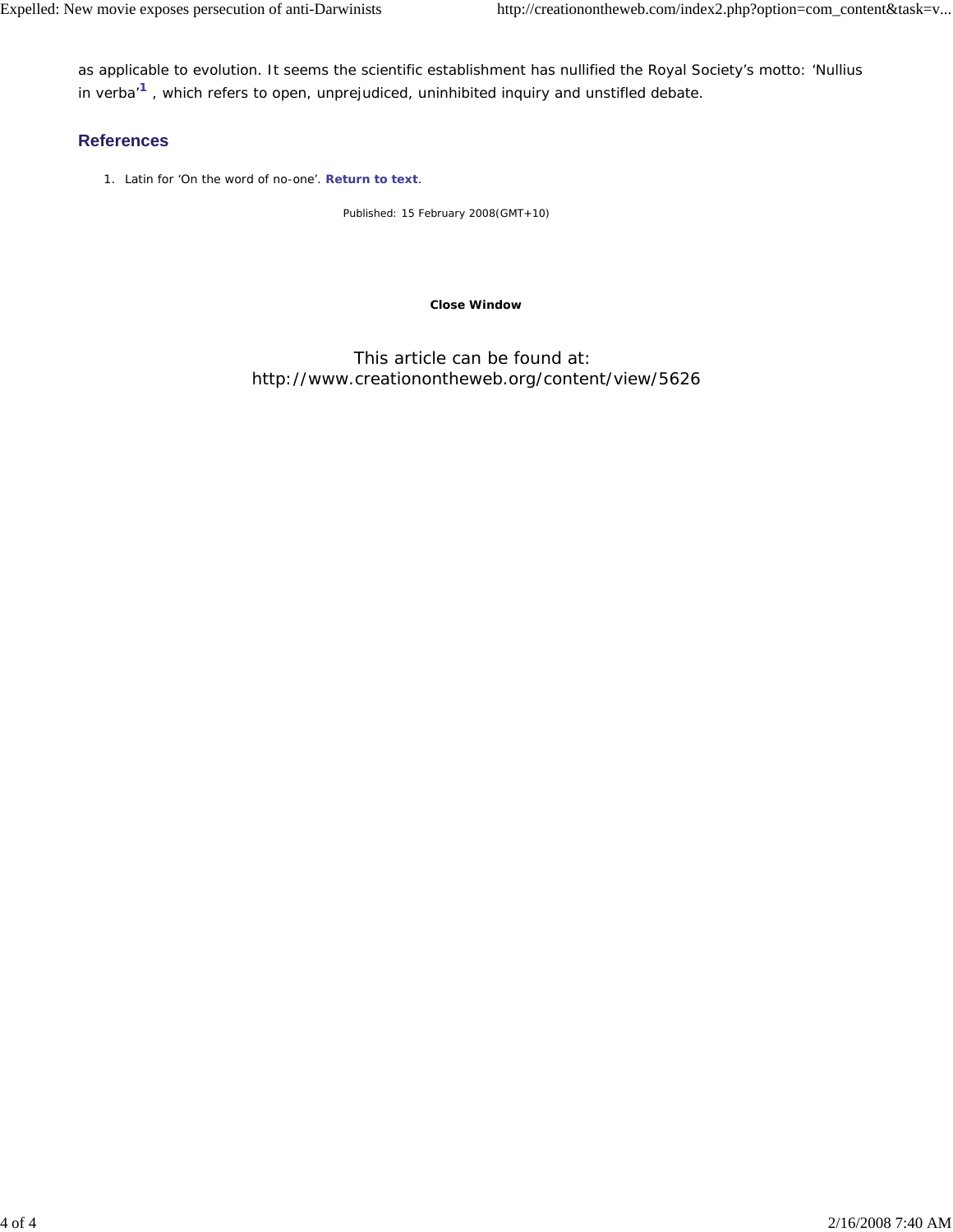as applicable to evolution. It seems the scientific establishment has nullified the Royal Society's motto: 'Nullius in verba'[1] , which refers to open, unprejudiced, uninhibited inquiry and unstifled debate.

## References

1. Latin for 'On the word of no-one'. **Return to text**.

Published: 15 February 2008(GMT+10)

**Close Window**

This article can be found at:
http://www.creationontheweb.org/content/view/5626